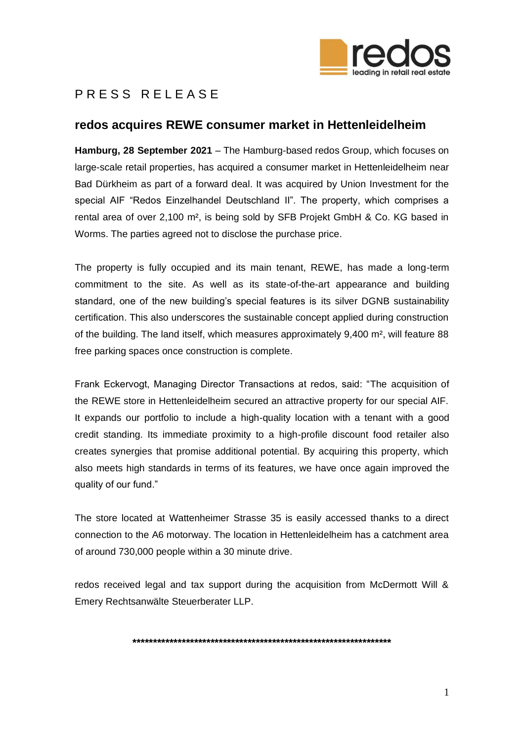PRESS RELEASE

## redos acquires REWE consumer market in Hettenleidelheim

**Hamburg, 28 September 2021** – The Hamburg-based redos Group, which focuses on large-scale retail properties, has acquired a consumer market in Hettenleidelheim near Bad Dürkheim as part of a forward deal. It was acquired by Union Investment for the special AIF "Redos Einzelhandel Deutschland II". The property, which comprises a rental area of over 2,100 m², is being sold by SFB Projekt GmbH & Co. KG based in Worms. The parties agreed not to disclose the purchase price.

The property is fully occupied and its main tenant, REWE, has made a long-term commitment to the site. As well as its state-of-the-art appearance and building standard, one of the new building's special features is its silver DGNB sustainability certification. This also underscores the sustainable concept applied during construction of the building. The land itself, which measures approximately 9,400 m², will feature 88 free parking spaces once construction is complete.

Frank Eckervogt, Managing Director Transactions at redos, said: "The acquisition of the REWE store in Hettenleidelheim secured an attractive property for our special AIF. It expands our portfolio to include a high-quality location with a tenant with a good credit standing. Its immediate proximity to a high-profile discount food retailer also creates synergies that promise additional potential. By acquiring this property, which also meets high standards in terms of its features, we have once again improved the quality of our fund."

The store located at Wattenheimer Strasse 35 is easily accessed thanks to a direct connection to the A6 motorway. The location in Hettenleidelheim has a catchment area of around 730,000 people within a 30 minute drive.

redos received legal and tax support during the acquisition from McDermott Will & Emery Rechtsanwälte Steuerberater LLP.

**********************************************************************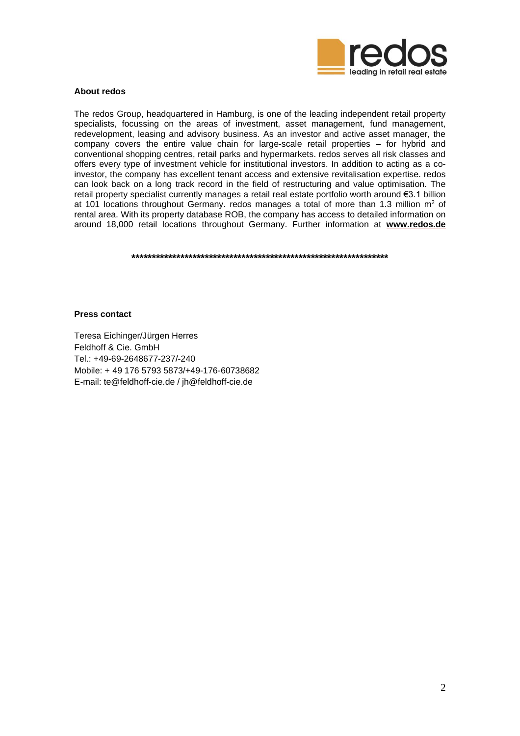**About redos**

The redos Group, headquartered in Hamburg, is one of the leading independent retail property specialists, focussing on the areas of investment, asset management, fund management, redevelopment, leasing and advisory business. As an investor and active asset manager, the company covers the entire value chain for large-scale retail properties – for hybrid and conventional shopping centres, retail parks and hypermarkets. redos serves all risk classes and offers every type of investment vehicle for institutional investors. In addition to acting as a co-investor, the company has excellent tenant access and extensive revitalisation expertise. redos can look back on a long track record in the field of restructuring and value optimisation. The retail property specialist currently manages a retail real estate portfolio worth around €3.1 billion at 101 locations throughout Germany. redos manages a total of more than 1.3 million m$^2$ of rental area. With its property database ROB, the company has access to detailed information on around 18,000 retail locations throughout Germany. Further information at **www.redos.de**

**********************************************************************

**Press contact**

Teresa Eichinger/Jürgen Herres
Feldhoff & Cie. GmbH
Tel.: +49-69-2648677-237/-240
Mobile: + 49 176 5793 5873/+49-176-60738682
E-mail: te@feldhoff-cie.de / jh@feldhoff-cie.de